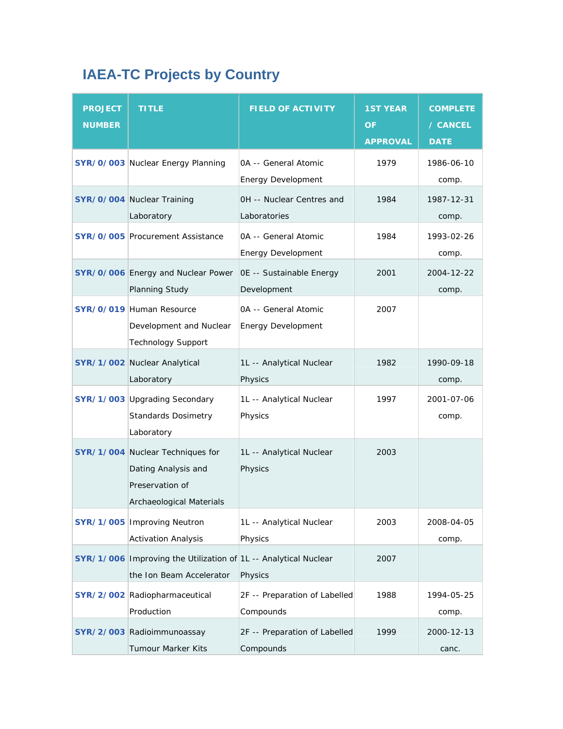## IAEA-TC Projects by Country

| PROJECT NUMBER | TITLE | FIELD OF ACTIVITY | 1ST YEAR OF APPROVAL | COMPLETE / CANCEL DATE |
|---|---|---|---|---|
| **SYR/0/003** | Nuclear Energy Planning | 0A -- General Atomic Energy Development | 1979 | 1986-06-10 comp. |
| **SYR/0/004** | Nuclear Training Laboratory | 0H -- Nuclear Centres and Laboratories | 1984 | 1987-12-31 comp. |
| **SYR/0/005** | Procurement Assistance | 0A -- General Atomic Energy Development | 1984 | 1993-02-26 comp. |
| **SYR/0/006** | Energy and Nuclear Power Planning Study | 0E -- Sustainable Energy Development | 2001 | 2004-12-22 comp. |
| **SYR/0/019** | Human Resource Development and Nuclear Technology Support | 0A -- General Atomic Energy Development | 2007 | |
| **SYR/1/002** | Nuclear Analytical Laboratory | 1L -- Analytical Nuclear Physics | 1982 | 1990-09-18 comp. |
| **SYR/1/003** | Upgrading Secondary Standards Dosimetry Laboratory | 1L -- Analytical Nuclear Physics | 1997 | 2001-07-06 comp. |
| **SYR/1/004** | Nuclear Techniques for Dating Analysis and Preservation of Archaeological Materials | 1L -- Analytical Nuclear Physics | 2003 | |
| **SYR/1/005** | Improving Neutron Activation Analysis | 1L -- Analytical Nuclear Physics | 2003 | 2008-04-05 comp. |
| **SYR/1/006** | Improving the Utilization of the Ion Beam Accelerator | 1L -- Analytical Nuclear Physics | 2007 | |
| **SYR/2/002** | Radiopharmaceutical Production | 2F -- Preparation of Labelled Compounds | 1988 | 1994-05-25 comp. |
| **SYR/2/003** | Radioimmunoassay Tumour Marker Kits | 2F -- Preparation of Labelled Compounds | 1999 | 2000-12-13 canc. |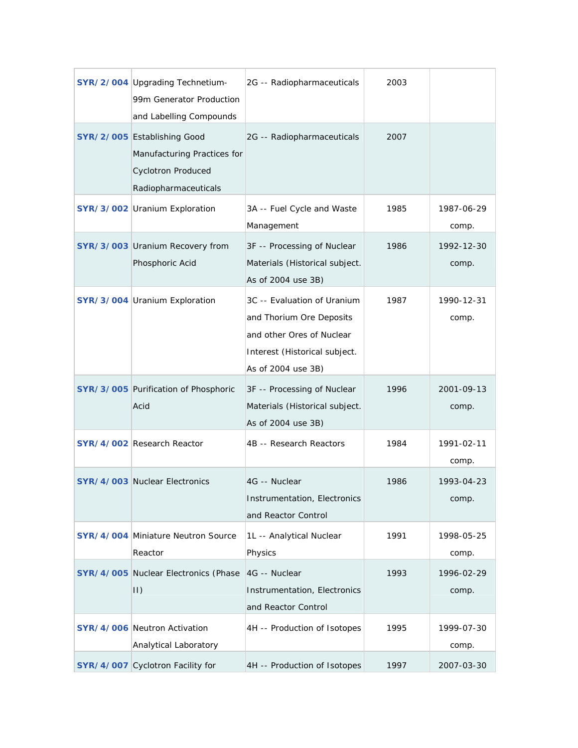| | | | | |
|---|---|---|---|---|
| **SYR/2/004** | Upgrading Technetium-99m Generator Production and Labelling Compounds | 2G -- Radiopharmaceuticals | 2003 | |
| **SYR/2/005** | Establishing Good Manufacturing Practices for Cyclotron Produced Radiopharmaceuticals | 2G -- Radiopharmaceuticals | 2007 | |
| **SYR/3/002** | Uranium Exploration | 3A -- Fuel Cycle and Waste Management | 1985 | 1987-06-29 comp. |
| **SYR/3/003** | Uranium Recovery from Phosphoric Acid | 3F -- Processing of Nuclear Materials (Historical subject. As of 2004 use 3B) | 1986 | 1992-12-30 comp. |
| **SYR/3/004** | Uranium Exploration | 3C -- Evaluation of Uranium and Thorium Ore Deposits and other Ores of Nuclear Interest (Historical subject. As of 2004 use 3B) | 1987 | 1990-12-31 comp. |
| **SYR/3/005** | Purification of Phosphoric Acid | 3F -- Processing of Nuclear Materials (Historical subject. As of 2004 use 3B) | 1996 | 2001-09-13 comp. |
| **SYR/4/002** | Research Reactor | 4B -- Research Reactors | 1984 | 1991-02-11 comp. |
| **SYR/4/003** | Nuclear Electronics | 4G -- Nuclear Instrumentation, Electronics and Reactor Control | 1986 | 1993-04-23 comp. |
| **SYR/4/004** | Miniature Neutron Source Reactor | 1L -- Analytical Nuclear Physics | 1991 | 1998-05-25 comp. |
| **SYR/4/005** | Nuclear Electronics (Phase II) | 4G -- Nuclear Instrumentation, Electronics and Reactor Control | 1993 | 1996-02-29 comp. |
| **SYR/4/006** | Neutron Activation Analytical Laboratory | 4H -- Production of Isotopes | 1995 | 1999-07-30 comp. |
| **SYR/4/007** | Cyclotron Facility for | 4H -- Production of Isotopes | 1997 | 2007-03-30 |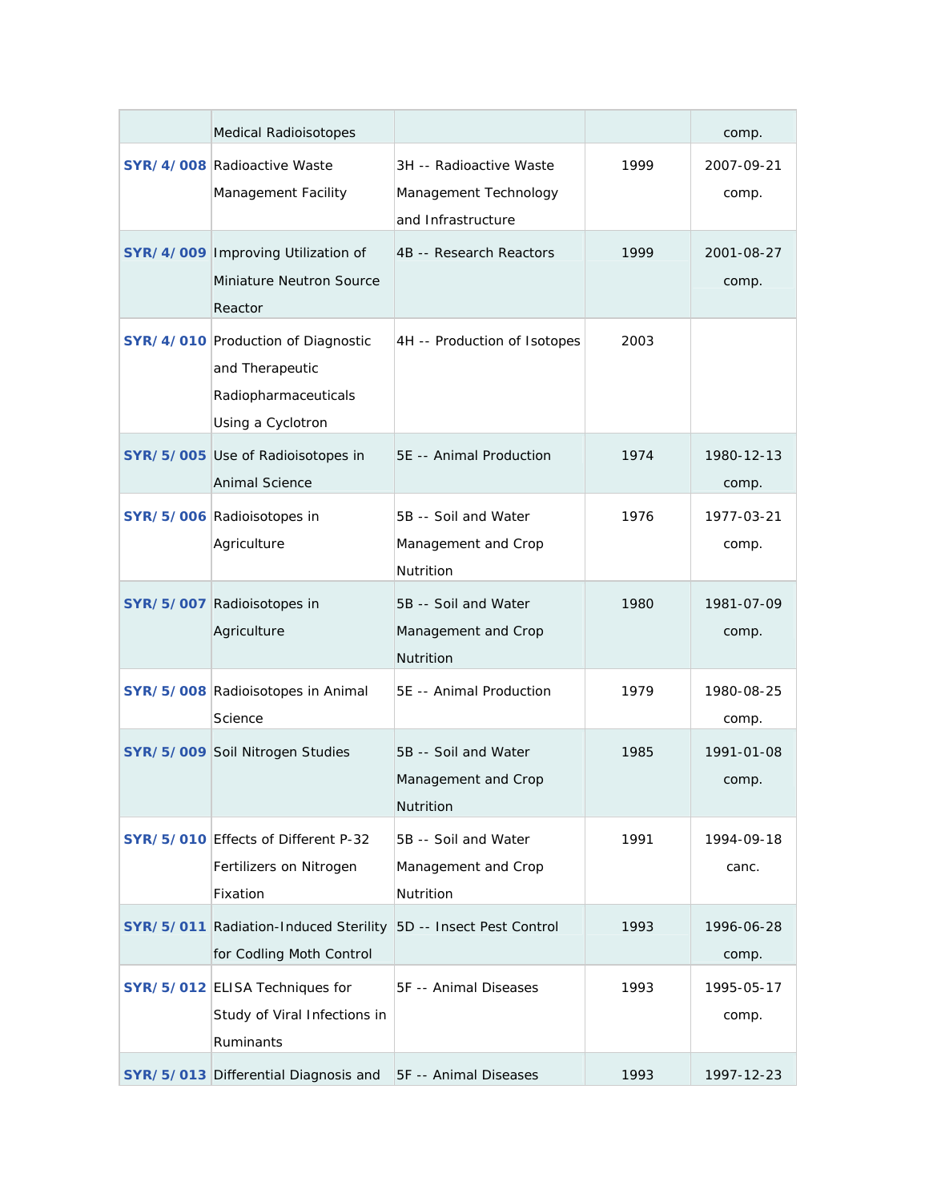| | | | | |
|---|---|---|---|---|
| | Medical Radioisotopes | | | comp. |
| **SYR/4/008** | Radioactive Waste Management Facility | 3H -- Radioactive Waste Management Technology and Infrastructure | 1999 | 2007-09-21 comp. |
| **SYR/4/009** | Improving Utilization of Miniature Neutron Source Reactor | 4B -- Research Reactors | 1999 | 2001-08-27 comp. |
| **SYR/4/010** | Production of Diagnostic and Therapeutic Radiopharmaceuticals Using a Cyclotron | 4H -- Production of Isotopes | 2003 | |
| **SYR/5/005** | Use of Radioisotopes in Animal Science | 5E -- Animal Production | 1974 | 1980-12-13 comp. |
| **SYR/5/006** | Radioisotopes in Agriculture | 5B -- Soil and Water Management and Crop Nutrition | 1976 | 1977-03-21 comp. |
| **SYR/5/007** | Radioisotopes in Agriculture | 5B -- Soil and Water Management and Crop Nutrition | 1980 | 1981-07-09 comp. |
| **SYR/5/008** | Radioisotopes in Animal Science | 5E -- Animal Production | 1979 | 1980-08-25 comp. |
| **SYR/5/009** | Soil Nitrogen Studies | 5B -- Soil and Water Management and Crop Nutrition | 1985 | 1991-01-08 comp. |
| **SYR/5/010** | Effects of Different P-32 Fertilizers on Nitrogen Fixation | 5B -- Soil and Water Management and Crop Nutrition | 1991 | 1994-09-18 canc. |
| **SYR/5/011** | Radiation-Induced Sterility for Codling Moth Control | 5D -- Insect Pest Control | 1993 | 1996-06-28 comp. |
| **SYR/5/012** | ELISA Techniques for Study of Viral Infections in Ruminants | 5F -- Animal Diseases | 1993 | 1995-05-17 comp. |
| **SYR/5/013** | Differential Diagnosis and | 5F -- Animal Diseases | 1993 | 1997-12-23 |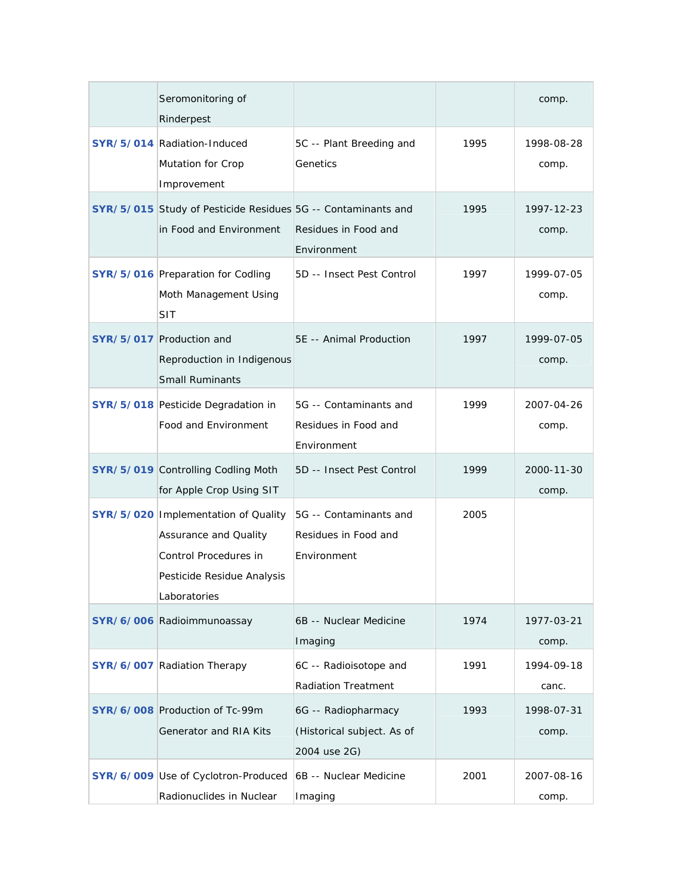| | | | | |
|---|---|---|---|---|
| | Seromonitoring of Rinderpest | | | comp. |
| **SYR/5/014** | Radiation-Induced Mutation for Crop Improvement | 5C -- Plant Breeding and Genetics | 1995 | 1998-08-28 comp. |
| **SYR/5/015** | Study of Pesticide Residues in Food and Environment | 5G -- Contaminants and Residues in Food and Environment | 1995 | 1997-12-23 comp. |
| **SYR/5/016** | Preparation for Codling Moth Management Using SIT | 5D -- Insect Pest Control | 1997 | 1999-07-05 comp. |
| **SYR/5/017** | Production and Reproduction in Indigenous Small Ruminants | 5E -- Animal Production | 1997 | 1999-07-05 comp. |
| **SYR/5/018** | Pesticide Degradation in Food and Environment | 5G -- Contaminants and Residues in Food and Environment | 1999 | 2007-04-26 comp. |
| **SYR/5/019** | Controlling Codling Moth for Apple Crop Using SIT | 5D -- Insect Pest Control | 1999 | 2000-11-30 comp. |
| **SYR/5/020** | Implementation of Quality Assurance and Quality Control Procedures in Pesticide Residue Analysis Laboratories | 5G -- Contaminants and Residues in Food and Environment | 2005 | |
| **SYR/6/006** | Radioimmunoassay | 6B -- Nuclear Medicine Imaging | 1974 | 1977-03-21 comp. |
| **SYR/6/007** | Radiation Therapy | 6C -- Radioisotope and Radiation Treatment | 1991 | 1994-09-18 canc. |
| **SYR/6/008** | Production of Tc-99m Generator and RIA Kits | 6G -- Radiopharmacy (Historical subject. As of 2004 use 2G) | 1993 | 1998-07-31 comp. |
| **SYR/6/009** | Use of Cyclotron-Produced Radionuclides in Nuclear | 6B -- Nuclear Medicine Imaging | 2001 | 2007-08-16 comp. |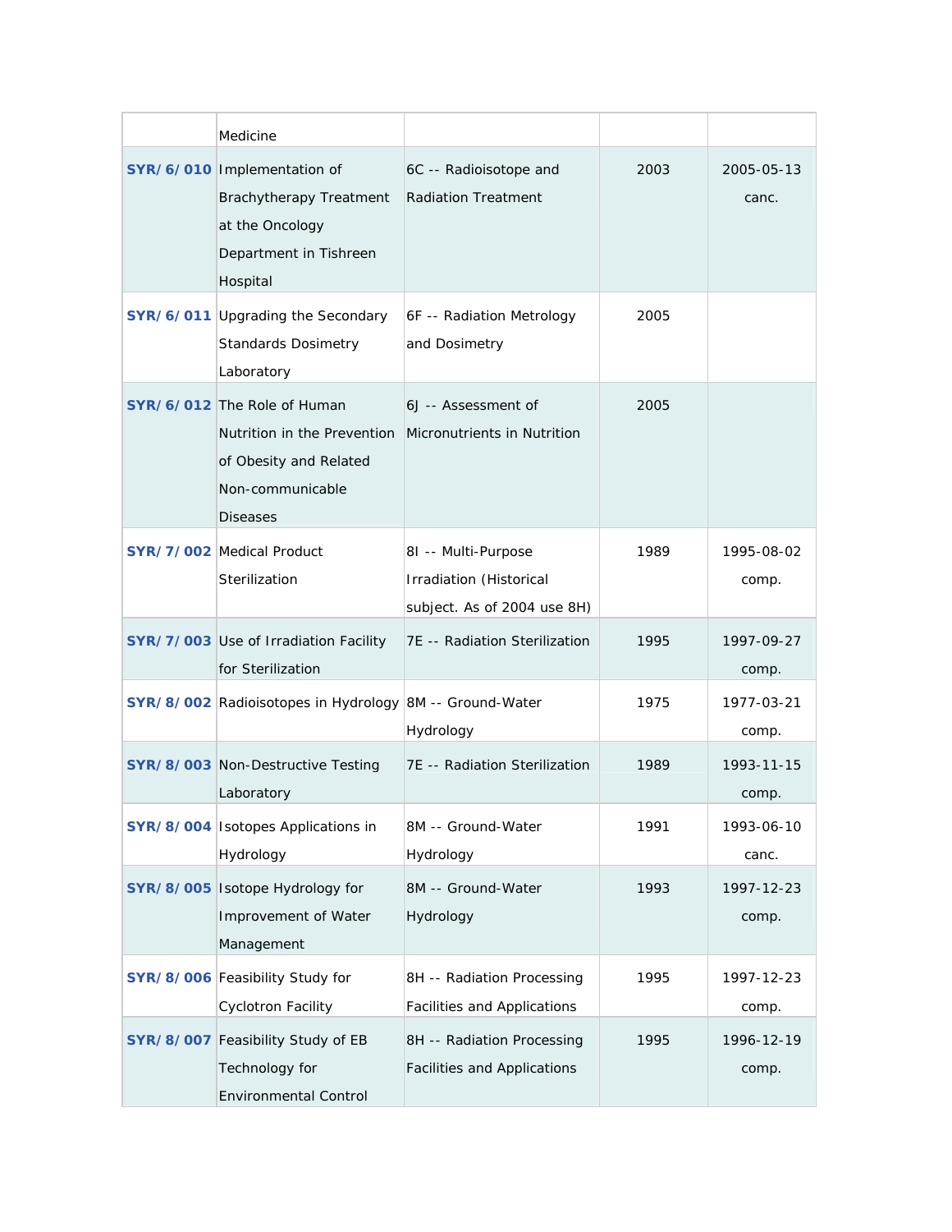| | | | | |
|---|---|---|---|---|
| | Medicine | | | |
| **SYR/6/010** | Implementation of Brachytherapy Treatment at the Oncology Department in Tishreen Hospital | 6C -- Radioisotope and Radiation Treatment | 2003 | 2005-05-13 canc. |
| **SYR/6/011** | Upgrading the Secondary Standards Dosimetry Laboratory | 6F -- Radiation Metrology and Dosimetry | 2005 | |
| **SYR/6/012** | The Role of Human Nutrition in the Prevention of Obesity and Related Non-communicable Diseases | 6J -- Assessment of Micronutrients in Nutrition | 2005 | |
| **SYR/7/002** | Medical Product Sterilization | 8I -- Multi-Purpose Irradiation (Historical subject. As of 2004 use 8H) | 1989 | 1995-08-02 comp. |
| **SYR/7/003** | Use of Irradiation Facility for Sterilization | 7E -- Radiation Sterilization | 1995 | 1997-09-27 comp. |
| **SYR/8/002** | Radioisotopes in Hydrology | 8M -- Ground-Water Hydrology | 1975 | 1977-03-21 comp. |
| **SYR/8/003** | Non-Destructive Testing Laboratory | 7E -- Radiation Sterilization | 1989 | 1993-11-15 comp. |
| **SYR/8/004** | Isotopes Applications in Hydrology | 8M -- Ground-Water Hydrology | 1991 | 1993-06-10 canc. |
| **SYR/8/005** | Isotope Hydrology for Improvement of Water Management | 8M -- Ground-Water Hydrology | 1993 | 1997-12-23 comp. |
| **SYR/8/006** | Feasibility Study for Cyclotron Facility | 8H -- Radiation Processing Facilities and Applications | 1995 | 1997-12-23 comp. |
| **SYR/8/007** | Feasibility Study of EB Technology for Environmental Control | 8H -- Radiation Processing Facilities and Applications | 1995 | 1996-12-19 comp. |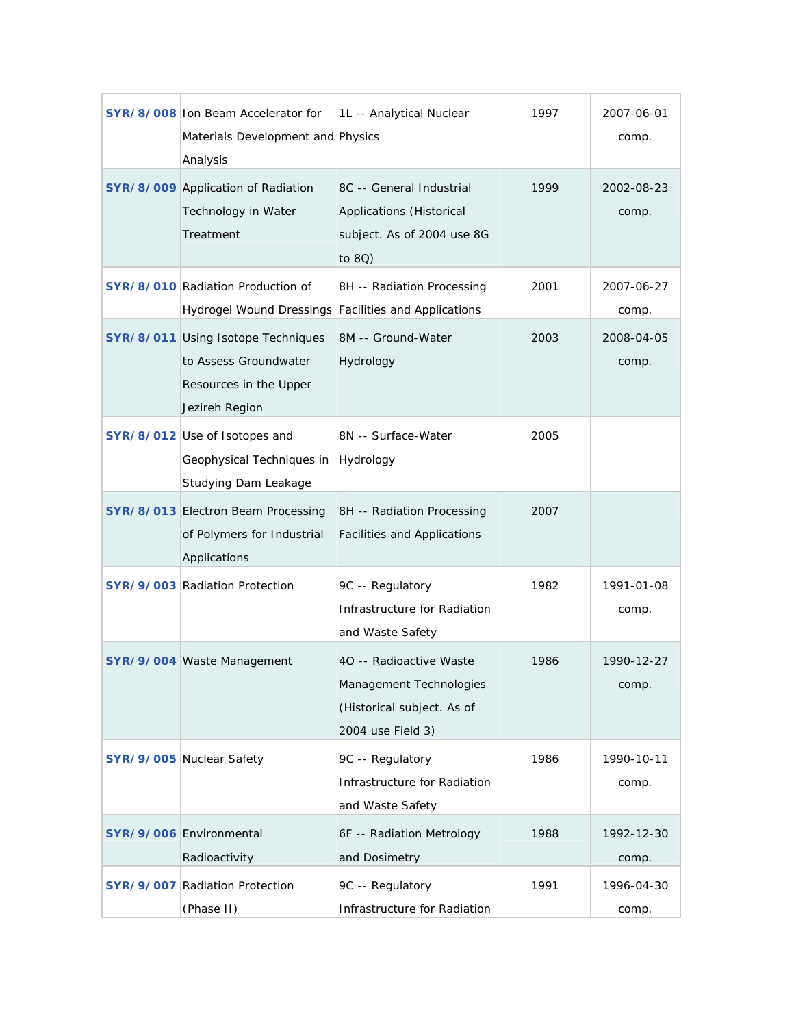| | | | | |
|---|---|---|---|---|
| **SYR/8/008** | Ion Beam Accelerator for Materials Development and Analysis | 1L -- Analytical Nuclear Physics | 1997 | 2007-06-01 comp. |
| **SYR/8/009** | Application of Radiation Technology in Water Treatment | 8C -- General Industrial Applications (Historical subject. As of 2004 use 8G to 8Q) | 1999 | 2002-08-23 comp. |
| **SYR/8/010** | Radiation Production of Hydrogel Wound Dressings | 8H -- Radiation Processing Facilities and Applications | 2001 | 2007-06-27 comp. |
| **SYR/8/011** | Using Isotope Techniques to Assess Groundwater Resources in the Upper Jezireh Region | 8M -- Ground-Water Hydrology | 2003 | 2008-04-05 comp. |
| **SYR/8/012** | Use of Isotopes and Geophysical Techniques in Studying Dam Leakage | 8N -- Surface-Water Hydrology | 2005 | |
| **SYR/8/013** | Electron Beam Processing of Polymers for Industrial Applications | 8H -- Radiation Processing Facilities and Applications | 2007 | |
| **SYR/9/003** | Radiation Protection | 9C -- Regulatory Infrastructure for Radiation and Waste Safety | 1982 | 1991-01-08 comp. |
| **SYR/9/004** | Waste Management | 4O -- Radioactive Waste Management Technologies (Historical subject. As of 2004 use Field 3) | 1986 | 1990-12-27 comp. |
| **SYR/9/005** | Nuclear Safety | 9C -- Regulatory Infrastructure for Radiation and Waste Safety | 1986 | 1990-10-11 comp. |
| **SYR/9/006** | Environmental Radioactivity | 6F -- Radiation Metrology and Dosimetry | 1988 | 1992-12-30 comp. |
| **SYR/9/007** | Radiation Protection (Phase II) | 9C -- Regulatory Infrastructure for Radiation | 1991 | 1996-04-30 comp. |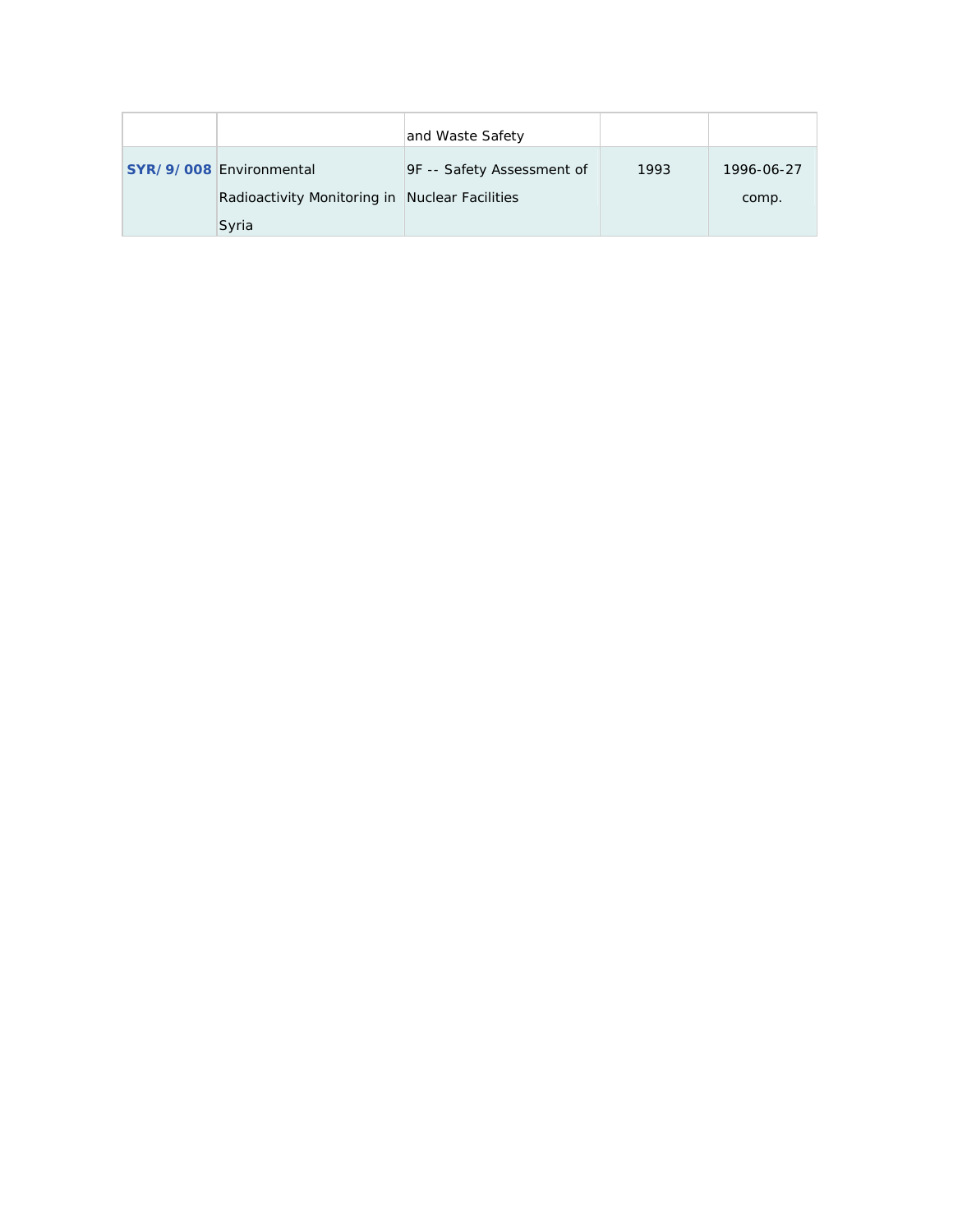| | | | | |
|---|---|---|---|---|
| | | and Waste Safety | | |
| **SYR/9/008** | Environmental Radioactivity Monitoring in Syria | 9F -- Safety Assessment of Nuclear Facilities | 1993 | 1996-06-27 comp. |